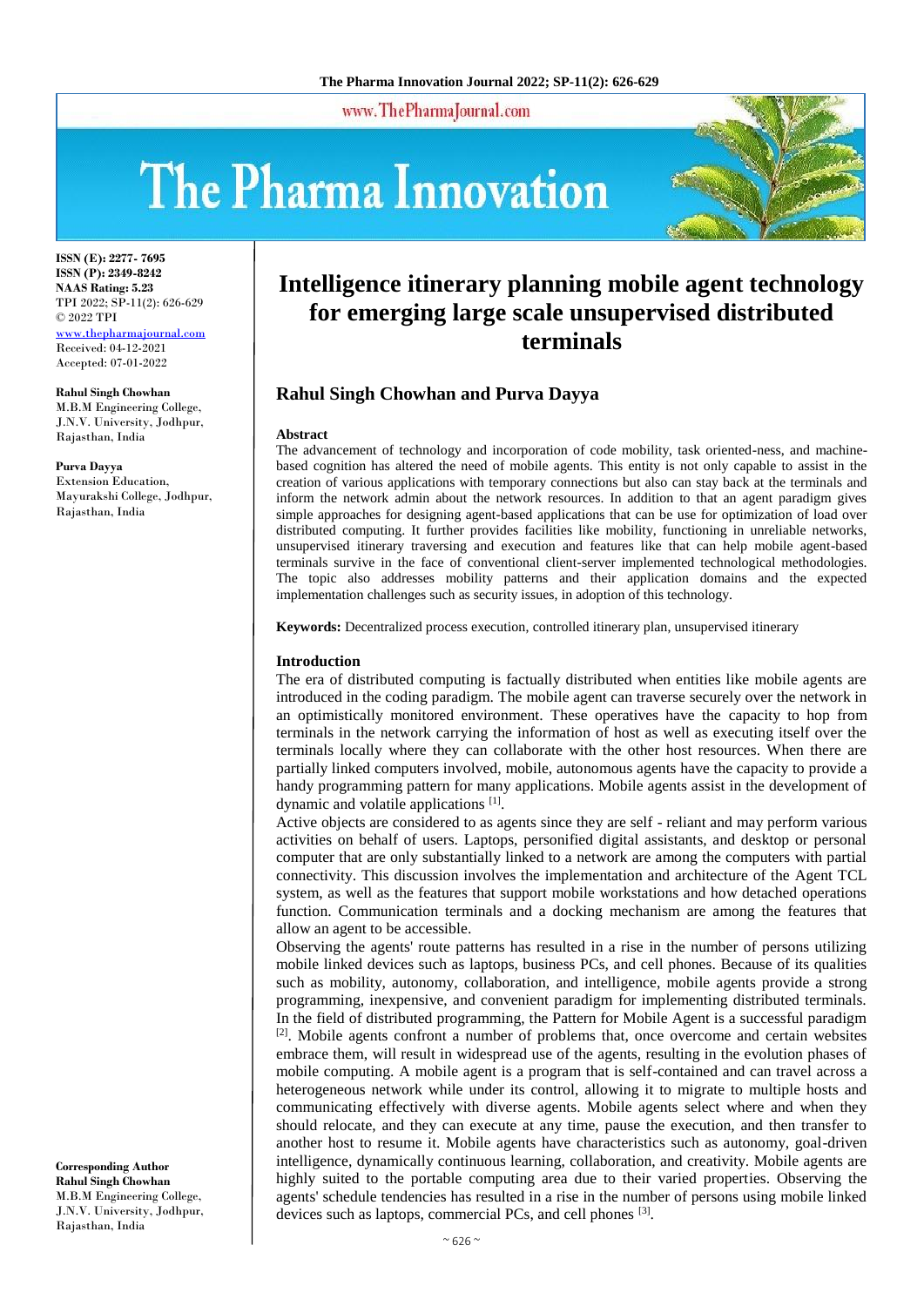ISSN (E): 2277- 7695
ISSN (P): 2349-8242
NAAS Rating: 5.23
TPI 2022; SP-11(2): 626-629
© 2022 TPI
www.thepharmajournal.com
Received: 04-12-2021
Accepted: 07-01-2022

**Rahul Singh Chowhan**
M.B.M Engineering College, J.N.V. University, Jodhpur, Rajasthan, India

**Purva Dayya**
Extension Education, Mayurakshi College, Jodhpur, Rajasthan, India

**Corresponding Author**
**Rahul Singh Chowhan**
M.B.M Engineering College, J.N.V. University, Jodhpur, Rajasthan, India

# Intelligence itinerary planning mobile agent technology for emerging large scale unsupervised distributed terminals

## Rahul Singh Chowhan and Purva Dayya

### Abstract

The advancement of technology and incorporation of code mobility, task oriented-ness, and machine-based cognition has altered the need of mobile agents. This entity is not only capable to assist in the creation of various applications with temporary connections but also can stay back at the terminals and inform the network admin about the network resources. In addition to that an agent paradigm gives simple approaches for designing agent-based applications that can be use for optimization of load over distributed computing. It further provides facilities like mobility, functioning in unreliable networks, unsupervised itinerary traversing and execution and features like that can help mobile agent-based terminals survive in the face of conventional client-server implemented technological methodologies. The topic also addresses mobility patterns and their application domains and the expected implementation challenges such as security issues, in adoption of this technology.

**Keywords:** Decentralized process execution, controlled itinerary plan, unsupervised itinerary

### Introduction

The era of distributed computing is factually distributed when entities like mobile agents are introduced in the coding paradigm. The mobile agent can traverse securely over the network in an optimistically monitored environment. These operatives have the capacity to hop from terminals in the network carrying the information of host as well as executing itself over the terminals locally where they can collaborate with the other host resources. When there are partially linked computers involved, mobile, autonomous agents have the capacity to provide a handy programming pattern for many applications. Mobile agents assist in the development of dynamic and volatile applications [1].

Active objects are considered to as agents since they are self - reliant and may perform various activities on behalf of users. Laptops, personified digital assistants, and desktop or personal computer that are only substantially linked to a network are among the computers with partial connectivity. This discussion involves the implementation and architecture of the Agent TCL system, as well as the features that support mobile workstations and how detached operations function. Communication terminals and a docking mechanism are among the features that allow an agent to be accessible.

Observing the agents' route patterns has resulted in a rise in the number of persons utilizing mobile linked devices such as laptops, business PCs, and cell phones. Because of its qualities such as mobility, autonomy, collaboration, and intelligence, mobile agents provide a strong programming, inexpensive, and convenient paradigm for implementing distributed terminals. In the field of distributed programming, the Pattern for Mobile Agent is a successful paradigm [2]. Mobile agents confront a number of problems that, once overcome and certain websites embrace them, will result in widespread use of the agents, resulting in the evolution phases of mobile computing. A mobile agent is a program that is self-contained and can travel across a heterogeneous network while under its control, allowing it to migrate to multiple hosts and communicating effectively with diverse agents. Mobile agents select where and when they should relocate, and they can execute at any time, pause the execution, and then transfer to another host to resume it. Mobile agents have characteristics such as autonomy, goal-driven intelligence, dynamically continuous learning, collaboration, and creativity. Mobile agents are highly suited to the portable computing area due to their varied properties. Observing the agents' schedule tendencies has resulted in a rise in the number of persons using mobile linked devices such as laptops, commercial PCs, and cell phones [3].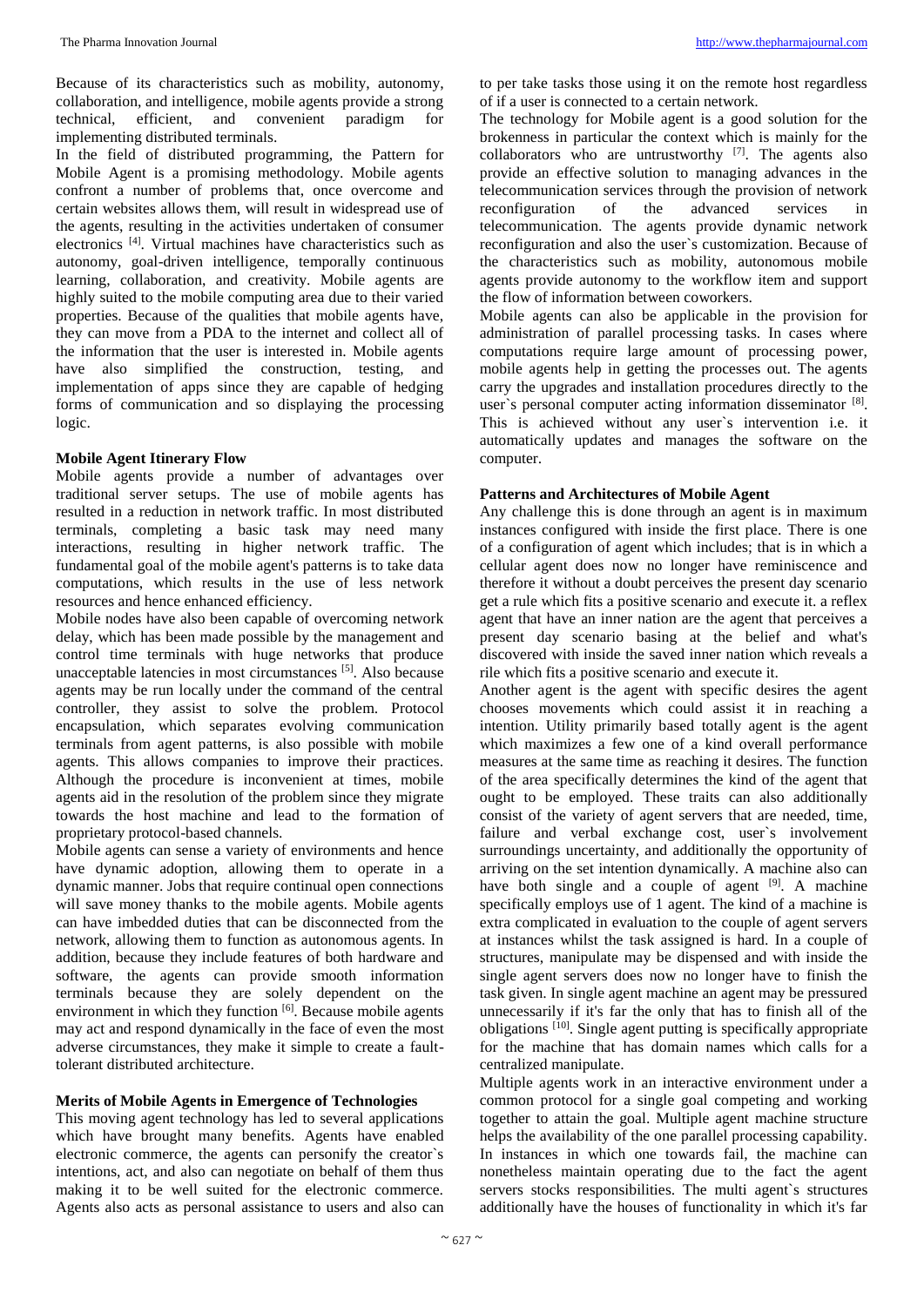Because of its characteristics such as mobility, autonomy, collaboration, and intelligence, mobile agents provide a strong technical, efficient, and convenient paradigm for implementing distributed terminals.

In the field of distributed programming, the Pattern for Mobile Agent is a promising methodology. Mobile agents confront a number of problems that, once overcome and certain websites allows them, will result in widespread use of the agents, resulting in the activities undertaken of consumer electronics [4]. Virtual machines have characteristics such as autonomy, goal-driven intelligence, temporally continuous learning, collaboration, and creativity. Mobile agents are highly suited to the mobile computing area due to their varied properties. Because of the qualities that mobile agents have, they can move from a PDA to the internet and collect all of the information that the user is interested in. Mobile agents have also simplified the construction, testing, and implementation of apps since they are capable of hedging forms of communication and so displaying the processing logic.

### Mobile Agent Itinerary Flow

Mobile agents provide a number of advantages over traditional server setups. The use of mobile agents has resulted in a reduction in network traffic. In most distributed terminals, completing a basic task may need many interactions, resulting in higher network traffic. The fundamental goal of the mobile agent's patterns is to take data computations, which results in the use of less network resources and hence enhanced efficiency.

Mobile nodes have also been capable of overcoming network delay, which has been made possible by the management and control time terminals with huge networks that produce unacceptable latencies in most circumstances [5]. Also because agents may be run locally under the command of the central controller, they assist to solve the problem. Protocol encapsulation, which separates evolving communication terminals from agent patterns, is also possible with mobile agents. This allows companies to improve their practices. Although the procedure is inconvenient at times, mobile agents aid in the resolution of the problem since they migrate towards the host machine and lead to the formation of proprietary protocol-based channels.

Mobile agents can sense a variety of environments and hence have dynamic adoption, allowing them to operate in a dynamic manner. Jobs that require continual open connections will save money thanks to the mobile agents. Mobile agents can have imbedded duties that can be disconnected from the network, allowing them to function as autonomous agents. In addition, because they include features of both hardware and software, the agents can provide smooth information terminals because they are solely dependent on the environment in which they function [6]. Because mobile agents may act and respond dynamically in the face of even the most adverse circumstances, they make it simple to create a fault-tolerant distributed architecture.

### Merits of Mobile Agents in Emergence of Technologies

This moving agent technology has led to several applications which have brought many benefits. Agents have enabled electronic commerce, the agents can personify the creator`s intentions, act, and also can negotiate on behalf of them thus making it to be well suited for the electronic commerce. Agents also acts as personal assistance to users and also can to per take tasks those using it on the remote host regardless of if a user is connected to a certain network.

The technology for Mobile agent is a good solution for the brokenness in particular the context which is mainly for the collaborators who are untrustworthy [7]. The agents also provide an effective solution to managing advances in the telecommunication services through the provision of network reconfiguration of the advanced services in telecommunication. The agents provide dynamic network reconfiguration and also the user`s customization. Because of the characteristics such as mobility, autonomous mobile agents provide autonomy to the workflow item and support the flow of information between coworkers.

Mobile agents can also be applicable in the provision for administration of parallel processing tasks. In cases where computations require large amount of processing power, mobile agents help in getting the processes out. The agents carry the upgrades and installation procedures directly to the user`s personal computer acting information disseminator [8]. This is achieved without any user`s intervention i.e. it automatically updates and manages the software on the computer.

### Patterns and Architectures of Mobile Agent

Any challenge this is done through an agent is in maximum instances configured with inside the first place. There is one of a configuration of agent which includes; that is in which a cellular agent does now no longer have reminiscence and therefore it without a doubt perceives the present day scenario get a rule which fits a positive scenario and execute it. a reflex agent that have an inner nation are the agent that perceives a present day scenario basing at the belief and what's discovered with inside the saved inner nation which reveals a rile which fits a positive scenario and execute it.

Another agent is the agent with specific desires the agent chooses movements which could assist it in reaching a intention. Utility primarily based totally agent is the agent which maximizes a few one of a kind overall performance measures at the same time as reaching it desires. The function of the area specifically determines the kind of the agent that ought to be employed. These traits can also additionally consist of the variety of agent servers that are needed, time, failure and verbal exchange cost, user`s involvement surroundings uncertainty, and additionally the opportunity of arriving on the set intention dynamically. A machine also can have both single and a couple of agent [9]. A machine specifically employs use of 1 agent. The kind of a machine is extra complicated in evaluation to the couple of agent servers at instances whilst the task assigned is hard. In a couple of structures, manipulate may be dispensed and with inside the single agent servers does now no longer have to finish the task given. In single agent machine an agent may be pressured unnecessarily if it's far the only that has to finish all of the obligations [10]. Single agent putting is specifically appropriate for the machine that has domain names which calls for a centralized manipulate.

Multiple agents work in an interactive environment under a common protocol for a single goal competing and working together to attain the goal. Multiple agent machine structure helps the availability of the one parallel processing capability. In instances in which one towards fail, the machine can nonetheless maintain operating due to the fact the agent servers stocks responsibilities. The multi agent`s structures additionally have the houses of functionality in which it's far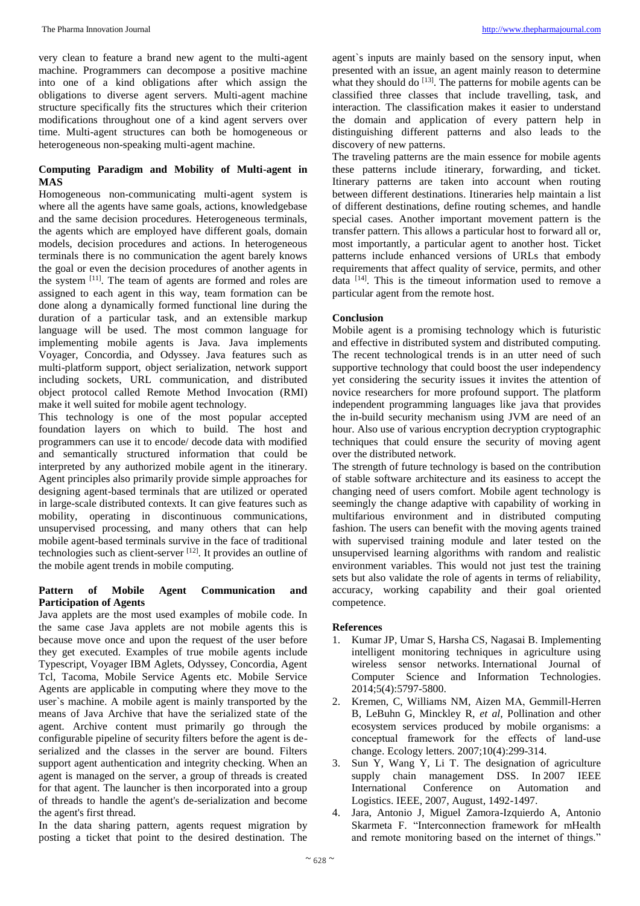very clean to feature a brand new agent to the multi-agent machine. Programmers can decompose a positive machine into one of a kind obligations after which assign the obligations to diverse agent servers. Multi-agent machine structure specifically fits the structures which their criterion modifications throughout one of a kind agent servers over time. Multi-agent structures can both be homogeneous or heterogeneous non-speaking multi-agent machine.

### Computing Paradigm and Mobility of Multi-agent in MAS

Homogeneous non-communicating multi-agent system is where all the agents have same goals, actions, knowledgebase and the same decision procedures. Heterogeneous terminals, the agents which are employed have different goals, domain models, decision procedures and actions. In heterogeneous terminals there is no communication the agent barely knows the goal or even the decision procedures of another agents in the system [11]. The team of agents are formed and roles are assigned to each agent in this way, team formation can be done along a dynamically formed functional line during the duration of a particular task, and an extensible markup language will be used. The most common language for implementing mobile agents is Java. Java implements Voyager, Concordia, and Odyssey. Java features such as multi-platform support, object serialization, network support including sockets, URL communication, and distributed object protocol called Remote Method Invocation (RMI) make it well suited for mobile agent technology.

This technology is one of the most popular accepted foundation layers on which to build. The host and programmers can use it to encode/ decode data with modified and semantically structured information that could be interpreted by any authorized mobile agent in the itinerary. Agent principles also primarily provide simple approaches for designing agent-based terminals that are utilized or operated in large-scale distributed contexts. It can give features such as mobility, operating in discontinuous communications, unsupervised processing, and many others that can help mobile agent-based terminals survive in the face of traditional technologies such as client-server [12]. It provides an outline of the mobile agent trends in mobile computing.

### Pattern of Mobile Agent Communication and Participation of Agents

Java applets are the most used examples of mobile code. In the same case Java applets are not mobile agents this is because move once and upon the request of the user before they get executed. Examples of true mobile agents include Typescript, Voyager IBM Aglets, Odyssey, Concordia, Agent Tcl, Tacoma, Mobile Service Agents etc. Mobile Service Agents are applicable in computing where they move to the user`s machine. A mobile agent is mainly transported by the means of Java Archive that have the serialized state of the agent. Archive content must primarily go through the configurable pipeline of security filters before the agent is de-serialized and the classes in the server are bound. Filters support agent authentication and integrity checking. When an agent is managed on the server, a group of threads is created for that agent. The launcher is then incorporated into a group of threads to handle the agent's de-serialization and become the agent's first thread.

In the data sharing pattern, agents request migration by posting a ticket that point to the desired destination. The agent`s inputs are mainly based on the sensory input, when presented with an issue, an agent mainly reason to determine what they should do [13]. The patterns for mobile agents can be classified three classes that include travelling, task, and interaction. The classification makes it easier to understand the domain and application of every pattern help in distinguishing different patterns and also leads to the discovery of new patterns.

The traveling patterns are the main essence for mobile agents these patterns include itinerary, forwarding, and ticket. Itinerary patterns are taken into account when routing between different destinations. Itineraries help maintain a list of different destinations, define routing schemes, and handle special cases. Another important movement pattern is the transfer pattern. This allows a particular host to forward all or, most importantly, a particular agent to another host. Ticket patterns include enhanced versions of URLs that embody requirements that affect quality of service, permits, and other data [14]. This is the timeout information used to remove a particular agent from the remote host.

### Conclusion

Mobile agent is a promising technology which is futuristic and effective in distributed system and distributed computing. The recent technological trends is in an utter need of such supportive technology that could boost the user independency yet considering the security issues it invites the attention of novice researchers for more profound support. The platform independent programming languages like java that provides the in-build security mechanism using JVM are need of an hour. Also use of various encryption decryption cryptographic techniques that could ensure the security of moving agent over the distributed network.

The strength of future technology is based on the contribution of stable software architecture and its easiness to accept the changing need of users comfort. Mobile agent technology is seemingly the change adaptive with capability of working in multifarious environment and in distributed computing fashion. The users can benefit with the moving agents trained with supervised training module and later tested on the unsupervised learning algorithms with random and realistic environment variables. This would not just test the training sets but also validate the role of agents in terms of reliability, accuracy, working capability and their goal oriented competence.

### References

1. Kumar JP, Umar S, Harsha CS, Nagasai B. Implementing intelligent monitoring techniques in agriculture using wireless sensor networks. International Journal of Computer Science and Information Technologies. 2014;5(4):5797-5800.
2. Kremen, C, Williams NM, Aizen MA, Gemmill-Herren B, LeBuhn G, Minckley R, *et al*, Pollination and other ecosystem services produced by mobile organisms: a conceptual framework for the effects of land-use change. Ecology letters. 2007;10(4):299-314.
3. Sun Y, Wang Y, Li T. The designation of agriculture supply chain management DSS. In 2007 IEEE International Conference on Automation and Logistics. IEEE, 2007, August, 1492-1497.
4. Jara, Antonio J, Miguel Zamora-Izquierdo A, Antonio Skarmeta F. "Interconnection framework for mHealth and remote monitoring based on the internet of things."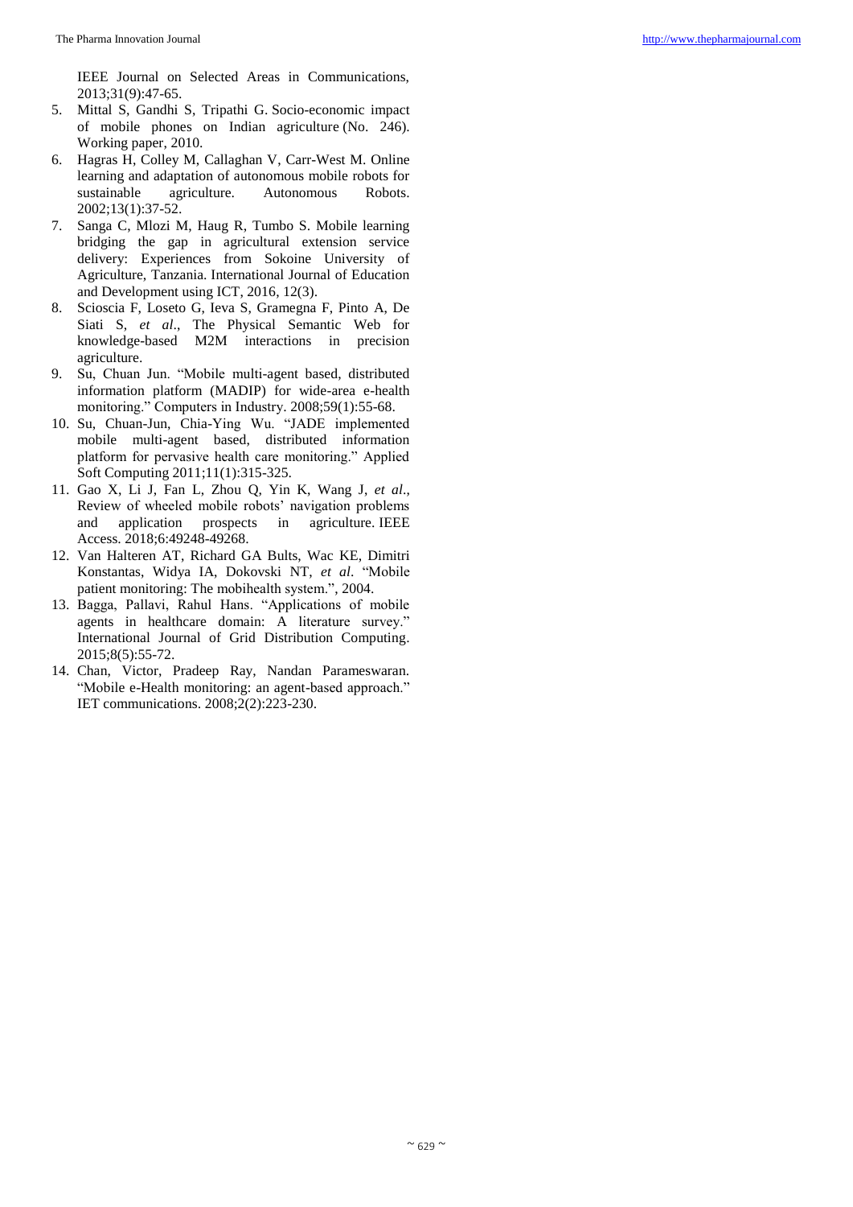IEEE Journal on Selected Areas in Communications, 2013;31(9):47-65.

5. Mittal S, Gandhi S, Tripathi G. Socio-economic impact of mobile phones on Indian agriculture (No. 246). Working paper, 2010.
6. Hagras H, Colley M, Callaghan V, Carr-West M. Online learning and adaptation of autonomous mobile robots for sustainable agriculture. Autonomous Robots. 2002;13(1):37-52.
7. Sanga C, Mlozi M, Haug R, Tumbo S. Mobile learning bridging the gap in agricultural extension service delivery: Experiences from Sokoine University of Agriculture, Tanzania. International Journal of Education and Development using ICT, 2016, 12(3).
8. Scioscia F, Loseto G, Ieva S, Gramegna F, Pinto A, De Siati S, *et al*., The Physical Semantic Web for knowledge-based M2M interactions in precision agriculture.
9. Su, Chuan Jun. "Mobile multi-agent based, distributed information platform (MADIP) for wide-area e-health monitoring." Computers in Industry. 2008;59(1):55-68.
10. Su, Chuan-Jun, Chia-Ying Wu. "JADE implemented mobile multi-agent based, distributed information platform for pervasive health care monitoring." Applied Soft Computing 2011;11(1):315-325.
11. Gao X, Li J, Fan L, Zhou Q, Yin K, Wang J, *et al*., Review of wheeled mobile robots' navigation problems and application prospects in agriculture. IEEE Access. 2018;6:49248-49268.
12. Van Halteren AT, Richard GA Bults, Wac KE, Dimitri Konstantas, Widya IA, Dokovski NT, *et al*. "Mobile patient monitoring: The mobihealth system.", 2004.
13. Bagga, Pallavi, Rahul Hans. "Applications of mobile agents in healthcare domain: A literature survey." International Journal of Grid Distribution Computing. 2015;8(5):55-72.
14. Chan, Victor, Pradeep Ray, Nandan Parameswaran. "Mobile e-Health monitoring: an agent-based approach." IET communications. 2008;2(2):223-230.